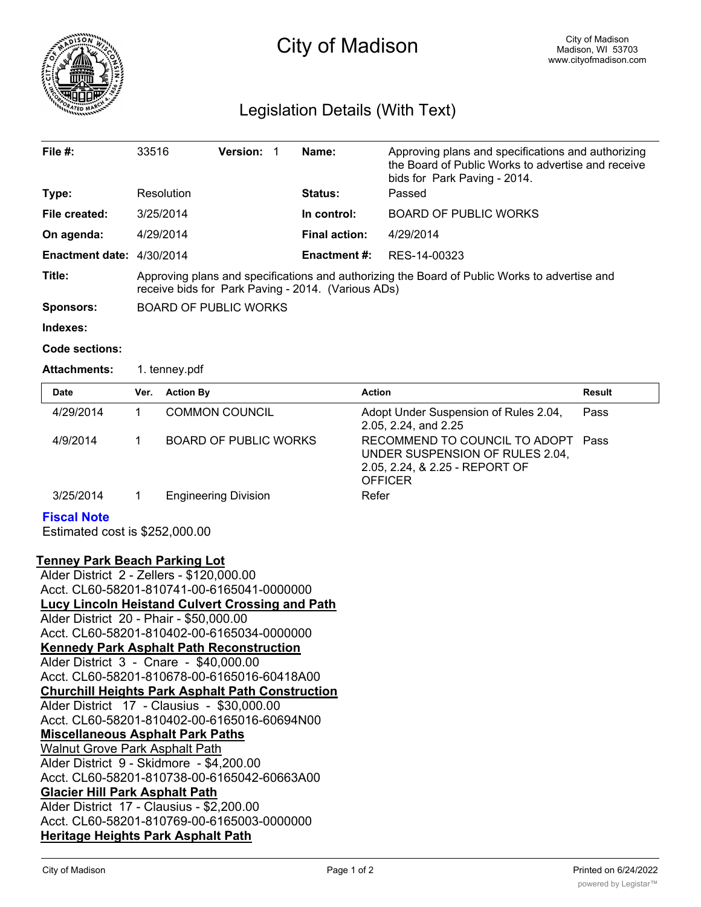# City of Madison

City of Madison
Madison, WI 53703
www.cityofmadison.com

## Legislation Details (With Text)

| | | | |
|---|---|---|---|
| **File #:** | 33516 **Version:** 1 | **Name:** | Approving plans and specifications and authorizing the Board of Public Works to advertise and receive bids for Park Paving - 2014. |
| **Type:** | Resolution | **Status:** | Passed |
| **File created:** | 3/25/2014 | **In control:** | BOARD OF PUBLIC WORKS |
| **On agenda:** | 4/29/2014 | **Final action:** | 4/29/2014 |
| **Enactment date:** | 4/30/2014 | **Enactment #:** | RES-14-00323 |

**Title:** Approving plans and specifications and authorizing the Board of Public Works to advertise and receive bids for Park Paving - 2014. (Various ADs)

**Sponsors:** BOARD OF PUBLIC WORKS

**Indexes:**

**Code sections:**

**Attachments:** 1. tenney.pdf

| Date | Ver. | Action By | Action | Result |
|---|---|---|---|---|
| 4/29/2014 | 1 | COMMON COUNCIL | Adopt Under Suspension of Rules 2.04, 2.05, 2.24, and 2.25 | Pass |
| 4/9/2014 | 1 | BOARD OF PUBLIC WORKS | RECOMMEND TO COUNCIL TO ADOPT UNDER SUSPENSION OF RULES 2.04, 2.05, 2.24, & 2.25 - REPORT OF OFFICER | Pass |
| 3/25/2014 | 1 | Engineering Division | Refer | |

**Fiscal Note**

Estimated cost is $252,000.00

**Tenney Park Beach Parking Lot**
Alder District 2 - Zellers - $120,000.00
Acct. CL60-58201-810741-00-6165041-0000000

**Lucy Lincoln Heistand Culvert Crossing and Path**
Alder District 20 - Phair - $50,000.00
Acct. CL60-58201-810402-00-6165034-0000000

**Kennedy Park Asphalt Path Reconstruction**
Alder District 3 - Cnare - $40,000.00
Acct. CL60-58201-810678-00-6165016-60418A00

**Churchill Heights Park Asphalt Path Construction**
Alder District 17 - Clausius - $30,000.00
Acct. CL60-58201-810402-00-6165016-60694N00

**Miscellaneous Asphalt Park Paths**

Walnut Grove Park Asphalt Path
Alder District 9 - Skidmore - $4,200.00
Acct. CL60-58201-810738-00-6165042-60663A00

**Glacier Hill Park Asphalt Path**
Alder District 17 - Clausius - $2,200.00
Acct. CL60-58201-810769-00-6165003-0000000

**Heritage Heights Park Asphalt Path**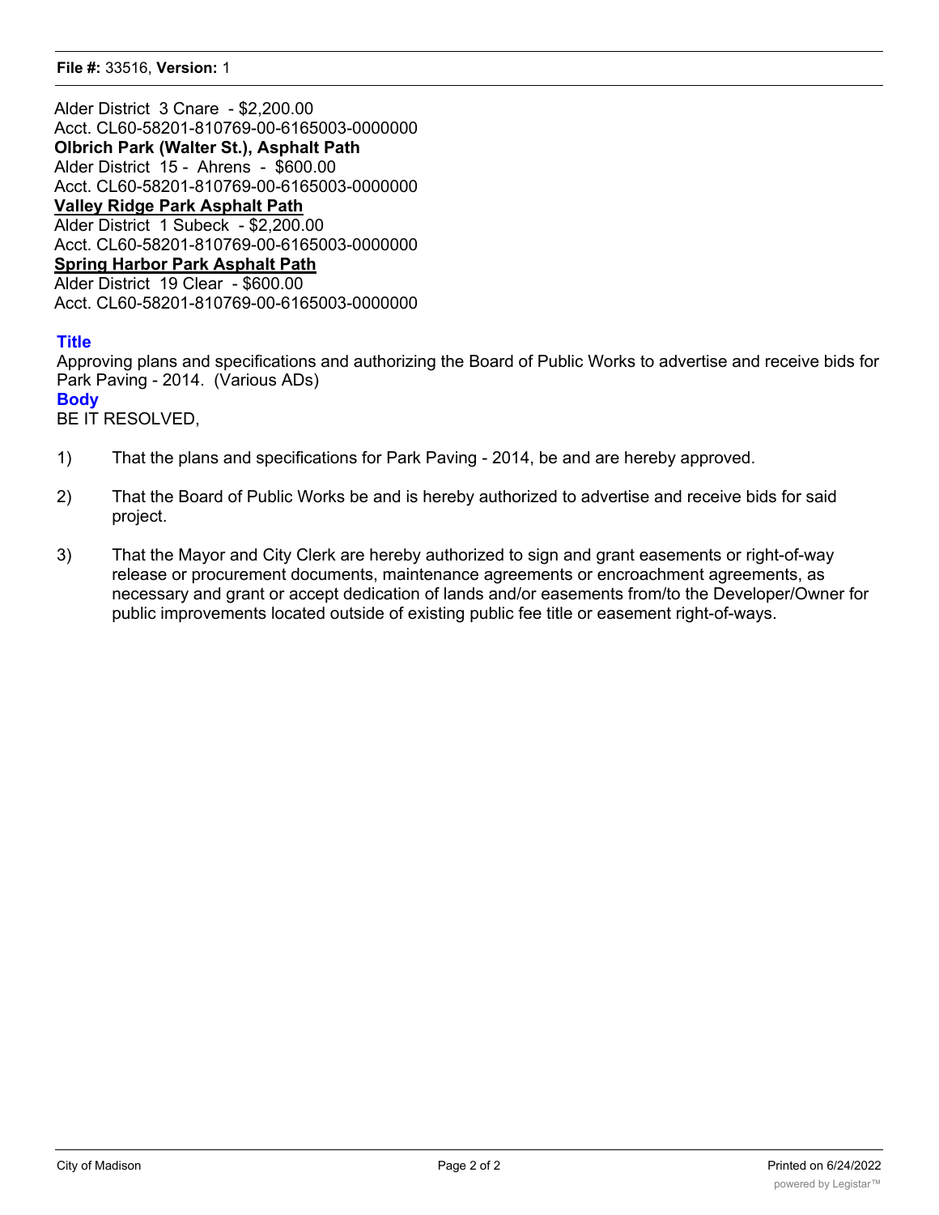Alder District 3 Cnare - $2,200.00
Acct. CL60-58201-810769-00-6165003-0000000

**Olbrich Park (Walter St.), Asphalt Path**
Alder District 15 - Ahrens - $600.00
Acct. CL60-58201-810769-00-6165003-0000000

**Valley Ridge Park Asphalt Path**
Alder District 1 Subeck - $2,200.00
Acct. CL60-58201-810769-00-6165003-0000000

**Spring Harbor Park Asphalt Path**
Alder District 19 Clear - $600.00
Acct. CL60-58201-810769-00-6165003-0000000

## Title

Approving plans and specifications and authorizing the Board of Public Works to advertise and receive bids for Park Paving - 2014. (Various ADs)

## Body

BE IT RESOLVED,

1) That the plans and specifications for Park Paving - 2014, be and are hereby approved.

2) That the Board of Public Works be and is hereby authorized to advertise and receive bids for said project.

3) That the Mayor and City Clerk are hereby authorized to sign and grant easements or right-of-way release or procurement documents, maintenance agreements or encroachment agreements, as necessary and grant or accept dedication of lands and/or easements from/to the Developer/Owner for public improvements located outside of existing public fee title or easement right-of-ways.